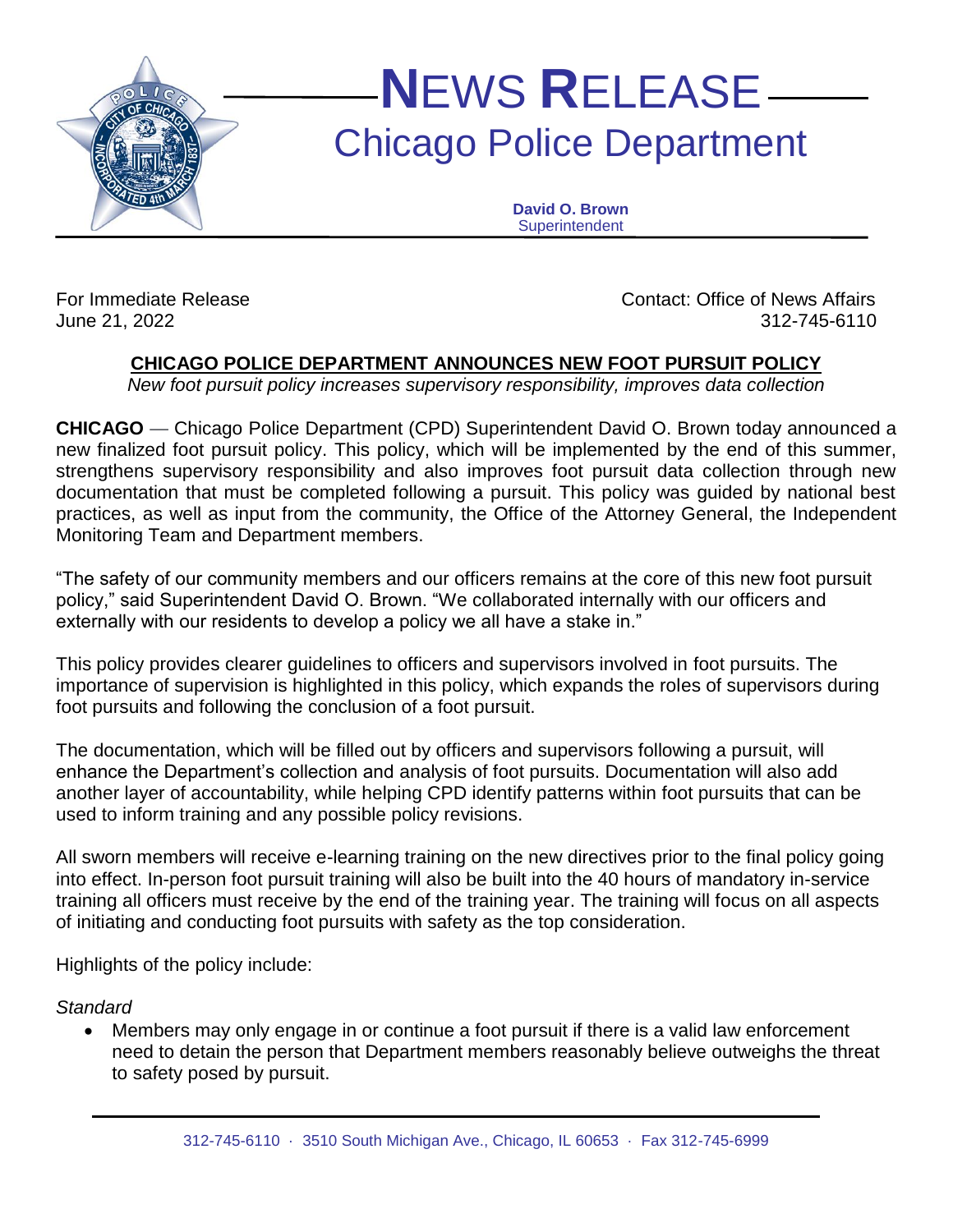# NEWS RELEASE

## Chicago Police Department

**David O. Brown**
Superintendent

For Immediate Release
June 21, 2022

Contact: Office of News Affairs
312-745-6110

## CHICAGO POLICE DEPARTMENT ANNOUNCES NEW FOOT PURSUIT POLICY

*New foot pursuit policy increases supervisory responsibility, improves data collection*

**CHICAGO** — Chicago Police Department (CPD) Superintendent David O. Brown today announced a new finalized foot pursuit policy. This policy, which will be implemented by the end of this summer, strengthens supervisory responsibility and also improves foot pursuit data collection through new documentation that must be completed following a pursuit. This policy was guided by national best practices, as well as input from the community, the Office of the Attorney General, the Independent Monitoring Team and Department members.

"The safety of our community members and our officers remains at the core of this new foot pursuit policy," said Superintendent David O. Brown. "We collaborated internally with our officers and externally with our residents to develop a policy we all have a stake in."

This policy provides clearer guidelines to officers and supervisors involved in foot pursuits. The importance of supervision is highlighted in this policy, which expands the roles of supervisors during foot pursuits and following the conclusion of a foot pursuit.

The documentation, which will be filled out by officers and supervisors following a pursuit, will enhance the Department's collection and analysis of foot pursuits. Documentation will also add another layer of accountability, while helping CPD identify patterns within foot pursuits that can be used to inform training and any possible policy revisions.

All sworn members will receive e-learning training on the new directives prior to the final policy going into effect. In-person foot pursuit training will also be built into the 40 hours of mandatory in-service training all officers must receive by the end of the training year. The training will focus on all aspects of initiating and conducting foot pursuits with safety as the top consideration.

Highlights of the policy include:

*Standard*

- Members may only engage in or continue a foot pursuit if there is a valid law enforcement need to detain the person that Department members reasonably believe outweighs the threat to safety posed by pursuit.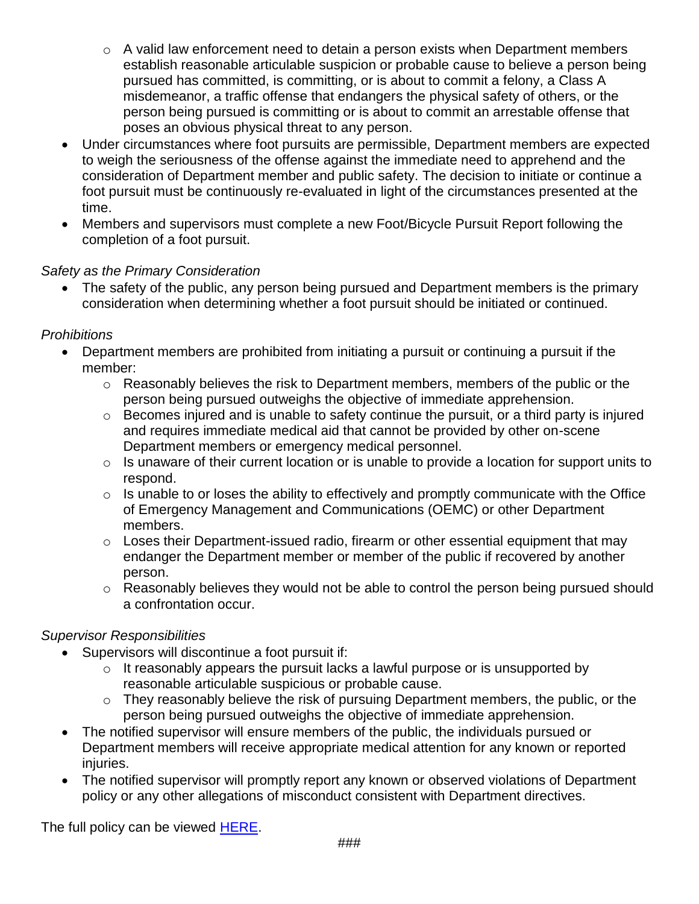- A valid law enforcement need to detain a person exists when Department members establish reasonable articulable suspicion or probable cause to believe a person being pursued has committed, is committing, or is about to commit a felony, a Class A misdemeanor, a traffic offense that endangers the physical safety of others, or the person being pursued is committing or is about to commit an arrestable offense that poses an obvious physical threat to any person.
- Under circumstances where foot pursuits are permissible, Department members are expected to weigh the seriousness of the offense against the immediate need to apprehend and the consideration of Department member and public safety. The decision to initiate or continue a foot pursuit must be continuously re-evaluated in light of the circumstances presented at the time.
- Members and supervisors must complete a new Foot/Bicycle Pursuit Report following the completion of a foot pursuit.

*Safety as the Primary Consideration*

- The safety of the public, any person being pursued and Department members is the primary consideration when determining whether a foot pursuit should be initiated or continued.

*Prohibitions*

- Department members are prohibited from initiating a pursuit or continuing a pursuit if the member:
  - Reasonably believes the risk to Department members, members of the public or the person being pursued outweighs the objective of immediate apprehension.
  - Becomes injured and is unable to safety continue the pursuit, or a third party is injured and requires immediate medical aid that cannot be provided by other on-scene Department members or emergency medical personnel.
  - Is unaware of their current location or is unable to provide a location for support units to respond.
  - Is unable to or loses the ability to effectively and promptly communicate with the Office of Emergency Management and Communications (OEMC) or other Department members.
  - Loses their Department-issued radio, firearm or other essential equipment that may endanger the Department member or member of the public if recovered by another person.
  - Reasonably believes they would not be able to control the person being pursued should a confrontation occur.

*Supervisor Responsibilities*

- Supervisors will discontinue a foot pursuit if:
  - It reasonably appears the pursuit lacks a lawful purpose or is unsupported by reasonable articulable suspicious or probable cause.
  - They reasonably believe the risk of pursuing Department members, the public, or the person being pursued outweighs the objective of immediate apprehension.
- The notified supervisor will ensure members of the public, the individuals pursued or Department members will receive appropriate medical attention for any known or reported injuries.
- The notified supervisor will promptly report any known or observed violations of Department policy or any other allegations of misconduct consistent with Department directives.

The full policy can be viewed HERE.

###